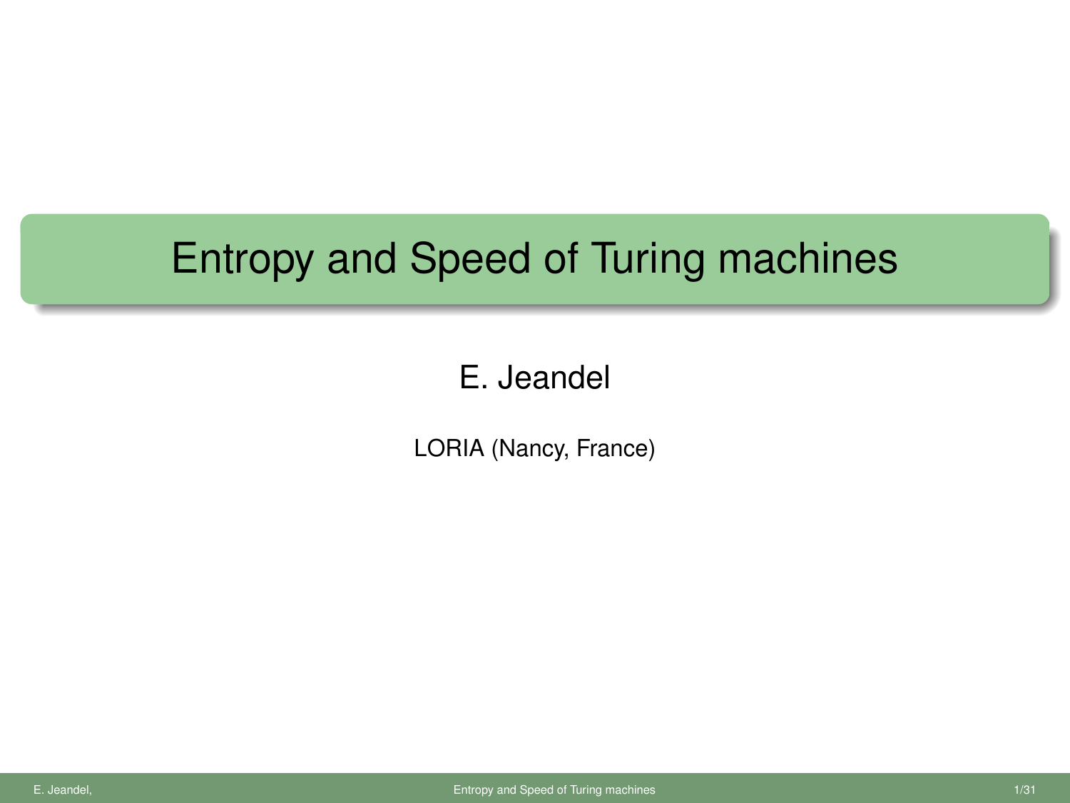# Entropy and Speed of Turing machines

E. Jeandel

LORIA (Nancy, France)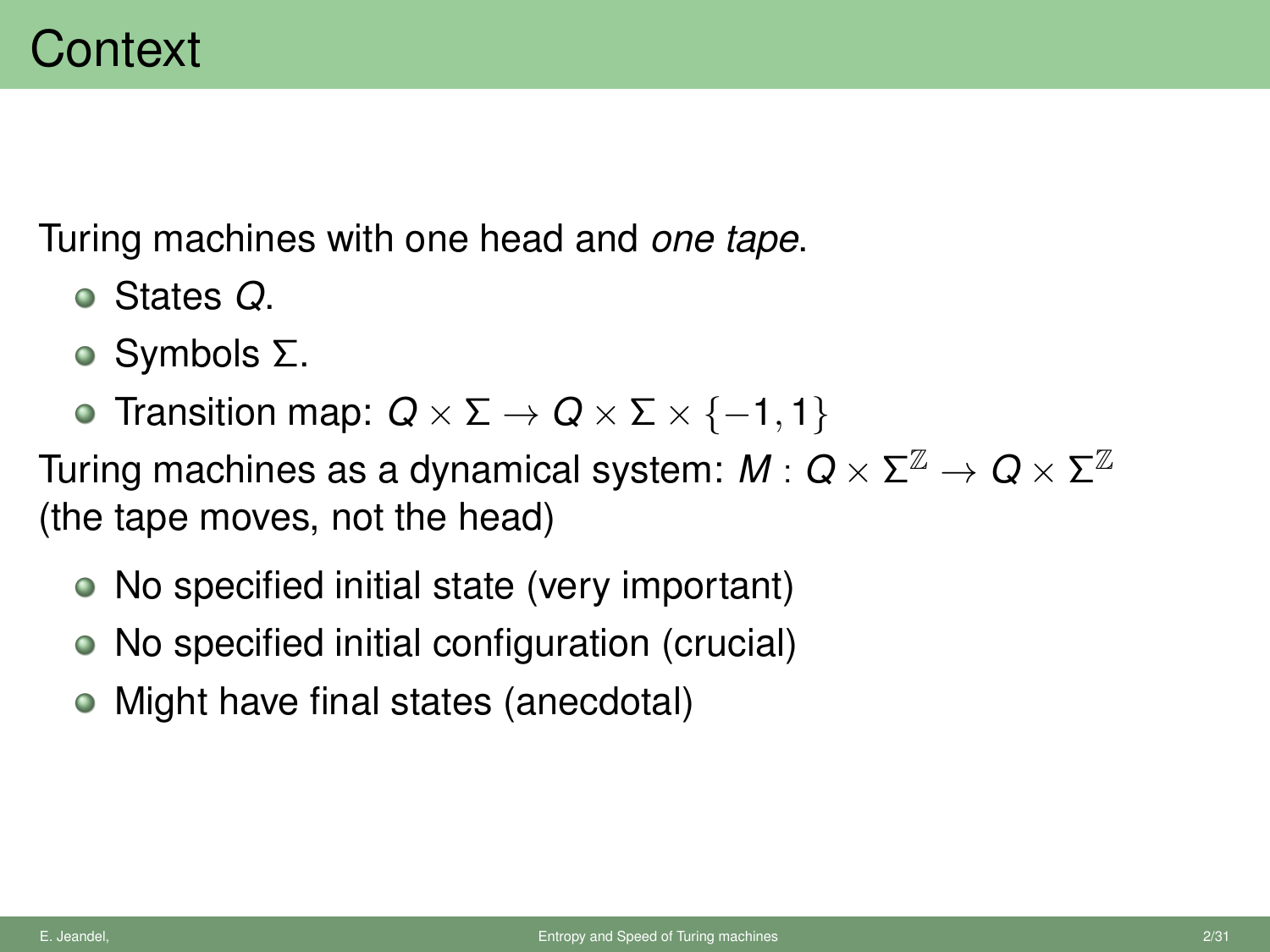# Context

Turing machines with one head and *one tape*.

- States $Q$.
- Symbols $\Sigma$.
- Transition map: $Q \times \Sigma \to Q \times \Sigma \times \{-1, 1\}$

Turing machines as a dynamical system: $M : Q \times \Sigma^{\mathbb{Z}} \to Q \times \Sigma^{\mathbb{Z}}$ (the tape moves, not the head)

- No specified initial state (very important)
- No specified initial configuration (crucial)
- Might have final states (anecdotal)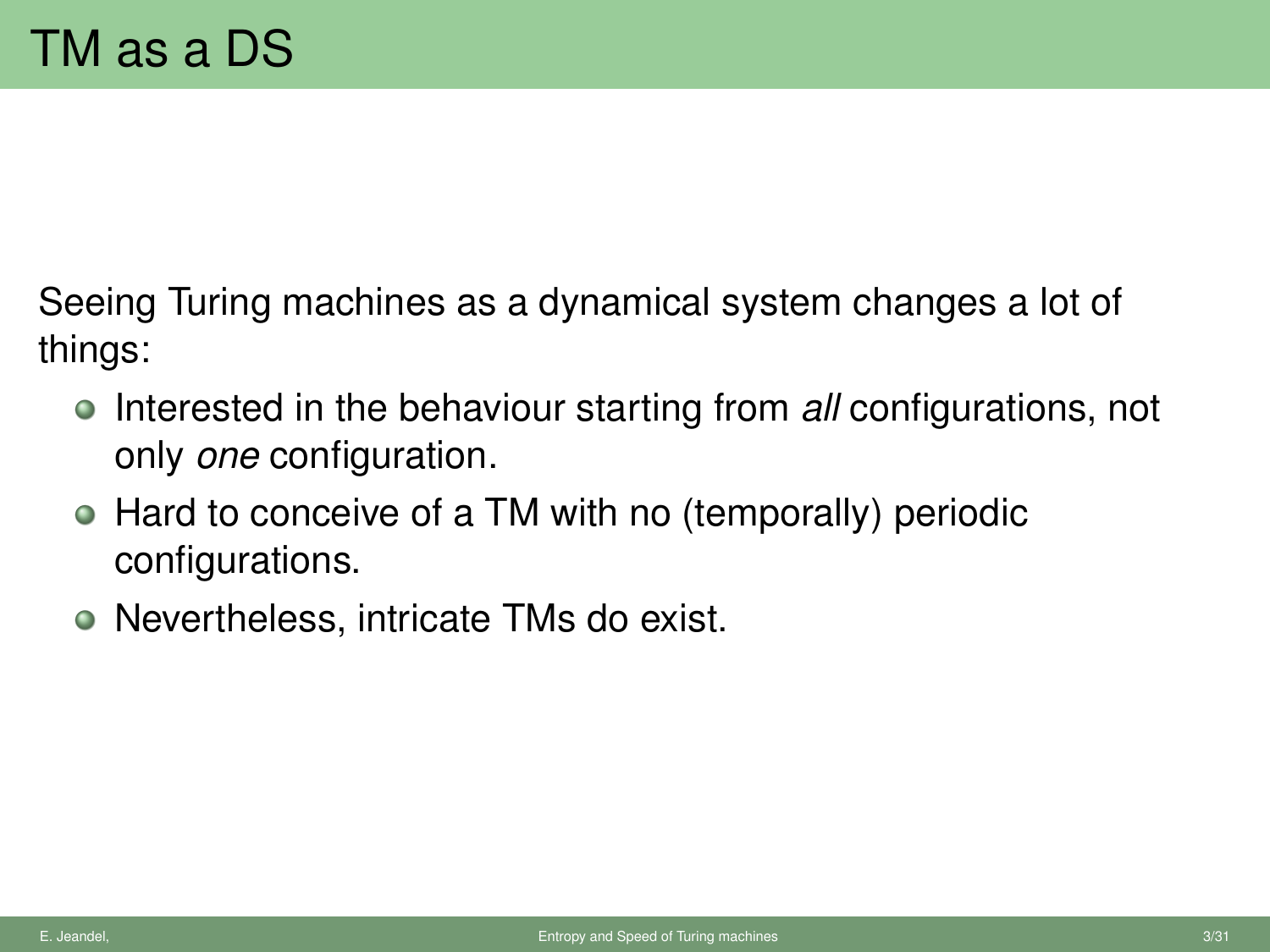# TM as a DS

Seeing Turing machines as a dynamical system changes a lot of things:

- Interested in the behaviour starting from *all* configurations, not only *one* configuration.
- Hard to conceive of a TM with no (temporally) periodic configurations.
- Nevertheless, intricate TMs do exist.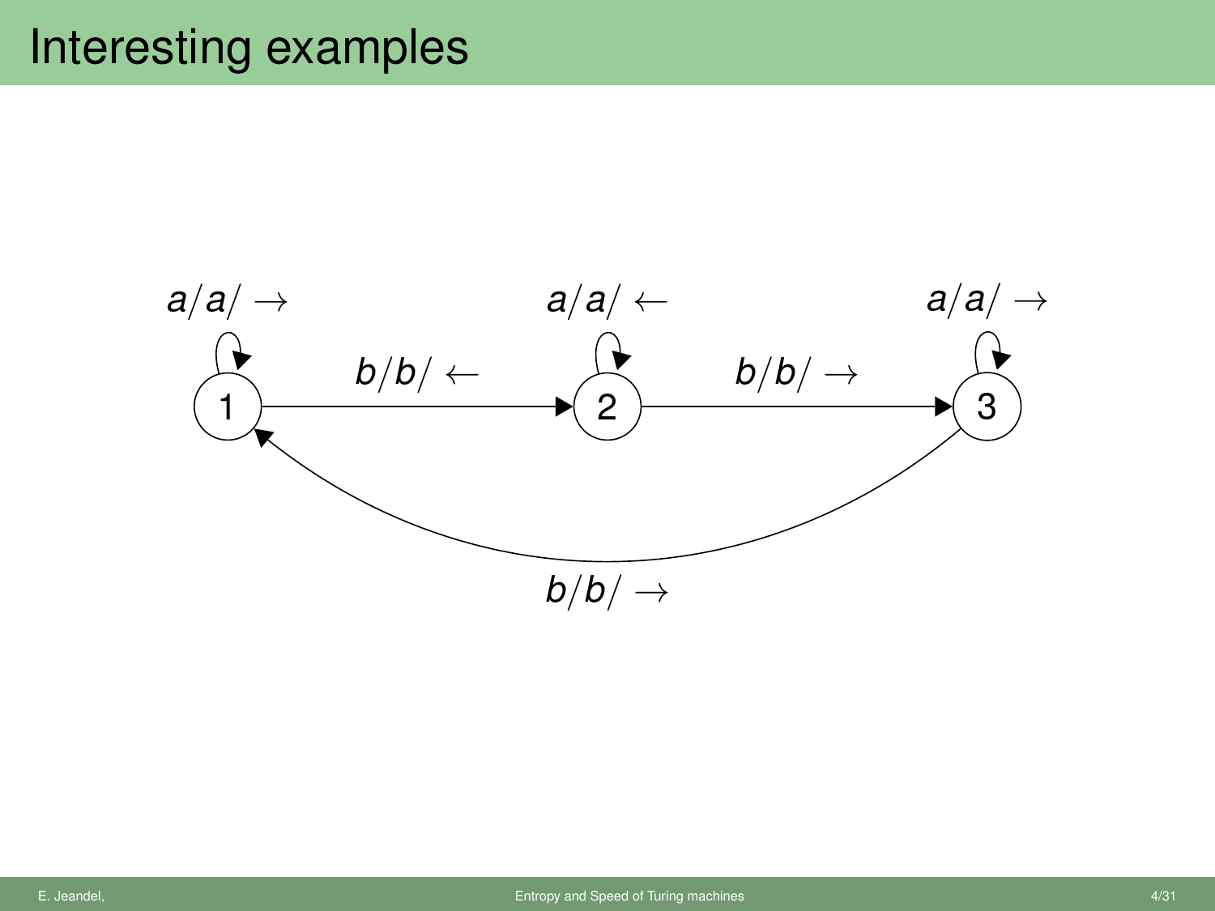# Interesting examples

$a/a/\rightarrow$

$b/b/\leftarrow$

$a/a/\leftarrow$

$b/b/\rightarrow$

$a/a/\rightarrow$

1

2

3

$b/b/\rightarrow$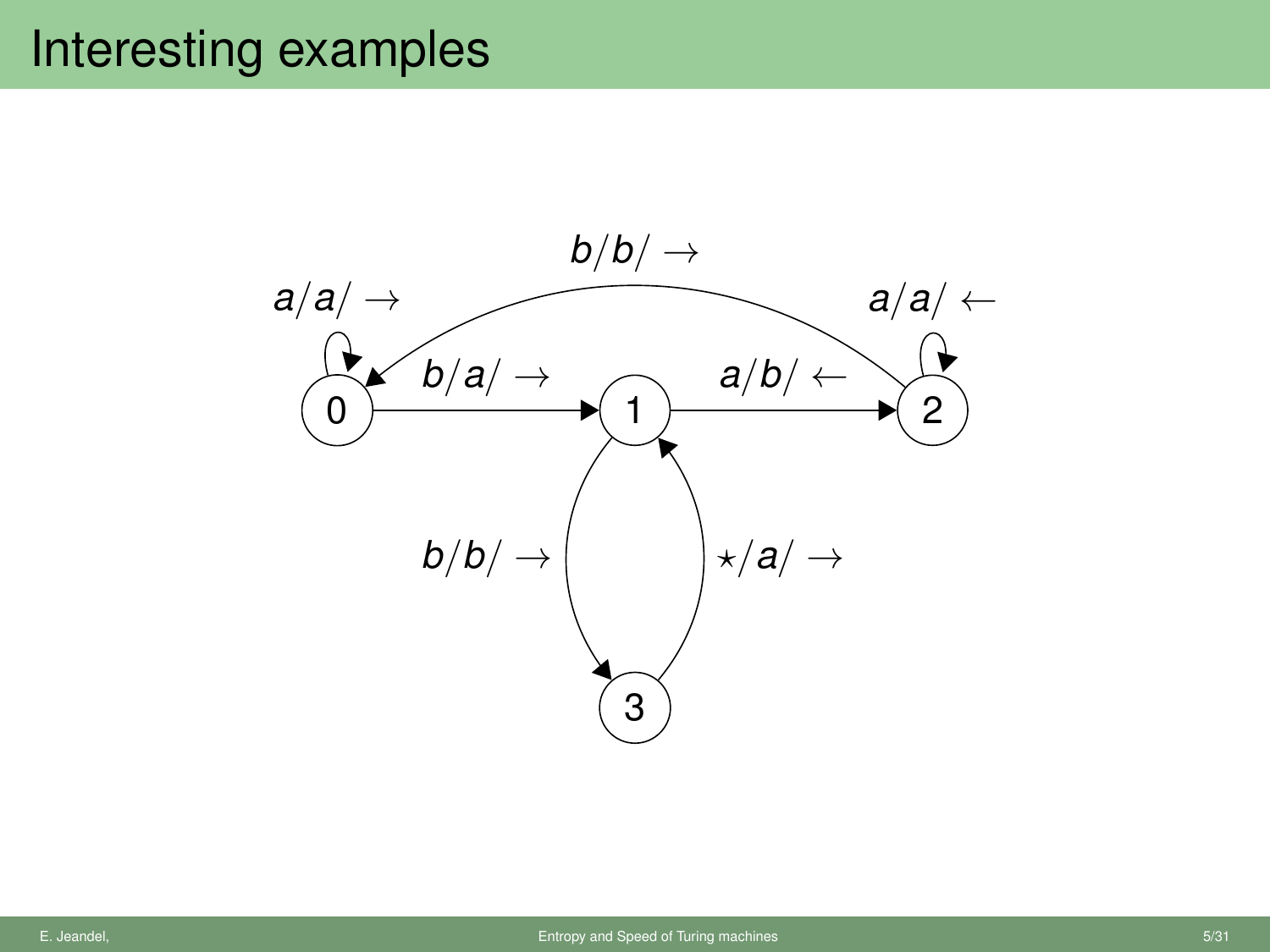# Interesting examples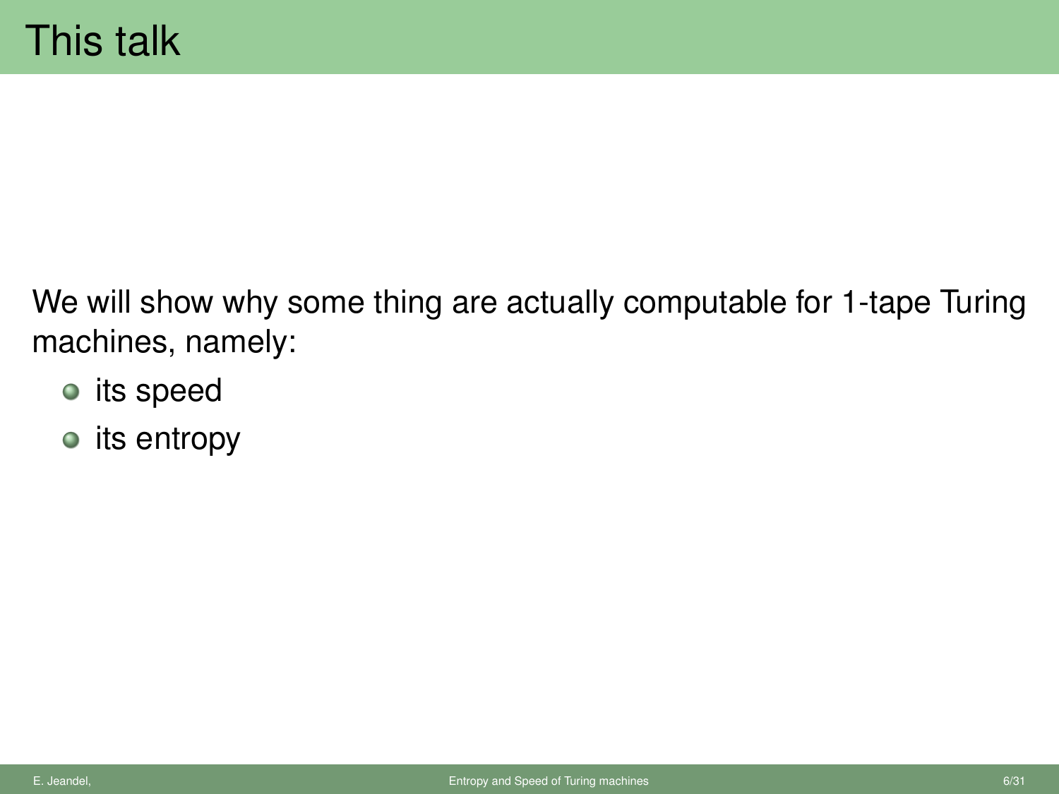# This talk

We will show why some thing are actually computable for 1-tape Turing machines, namely:

- its speed
- its entropy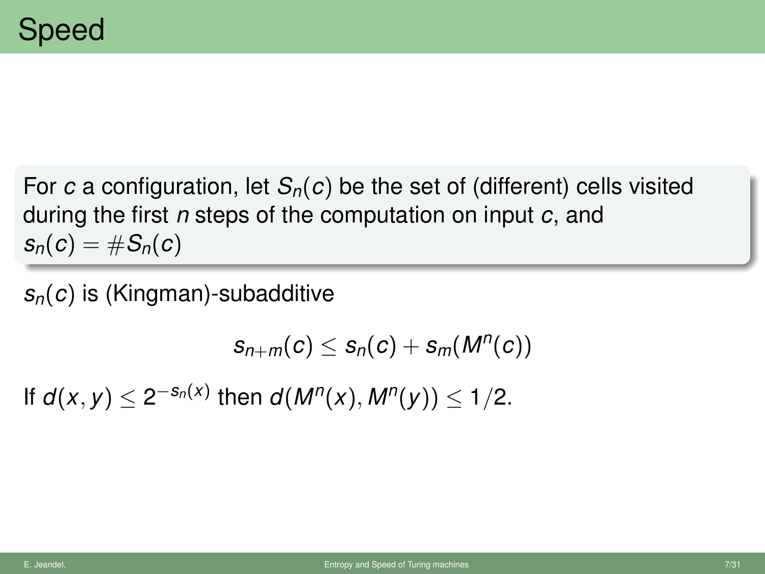# Speed

For $c$ a configuration, let $S_n(c)$ be the set of (different) cells visited during the first $n$ steps of the computation on input $c$, and $s_n(c) = \#S_n(c)$

$s_n(c)$ is (Kingman)-subadditive

$$s_{n+m}(c) \leq s_n(c) + s_m(M^n(c))$$

If $d(x, y) \leq 2^{-s_n(x)}$ then $d(M^n(x), M^n(y)) \leq 1/2$.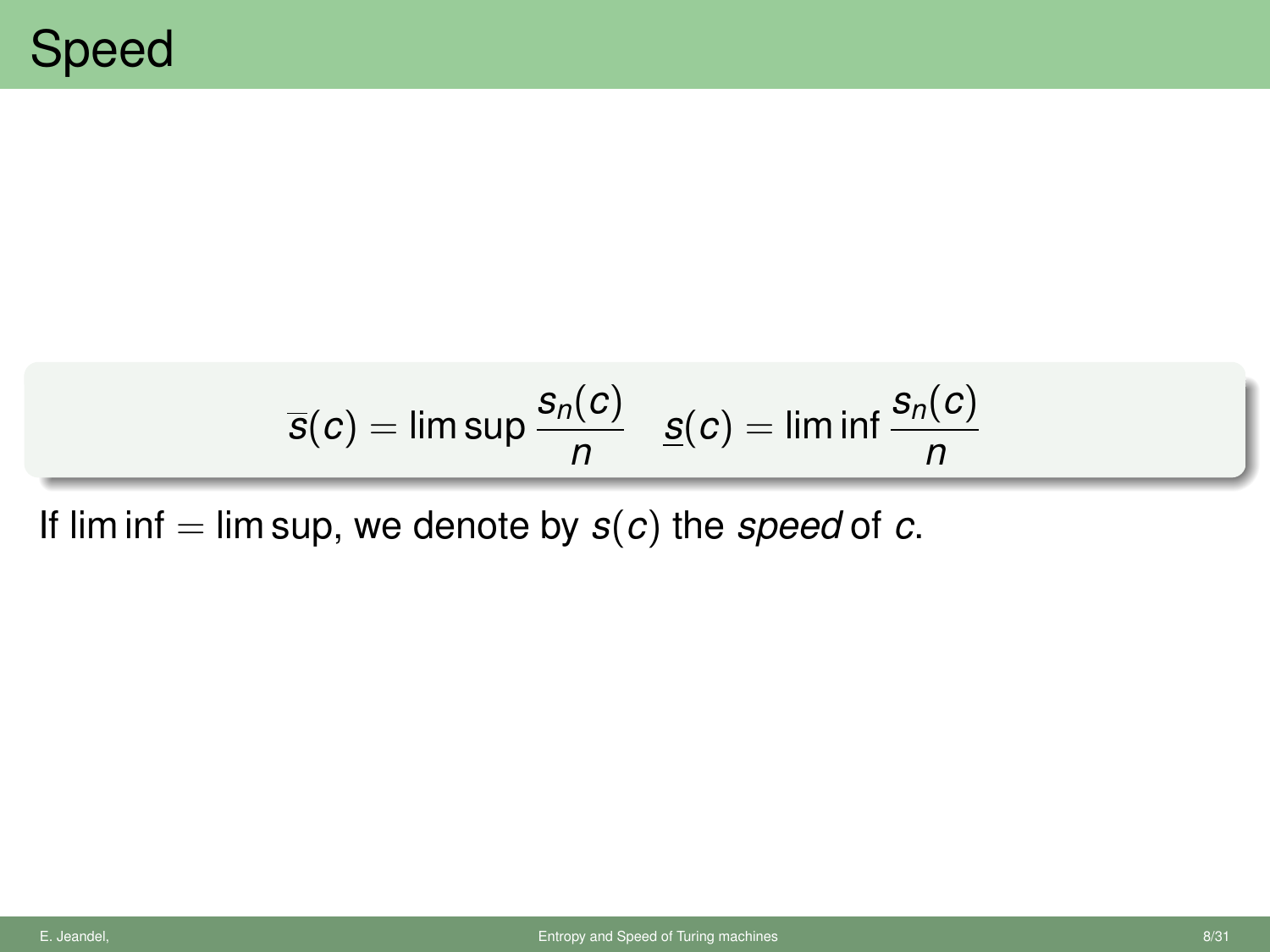# Speed

$$\overline{s}(c) = \limsup \frac{s_n(c)}{n} \quad \underline{s}(c) = \liminf \frac{s_n(c)}{n}$$

If $\liminf = \limsup$, we denote by $s(c)$ the *speed* of $c$.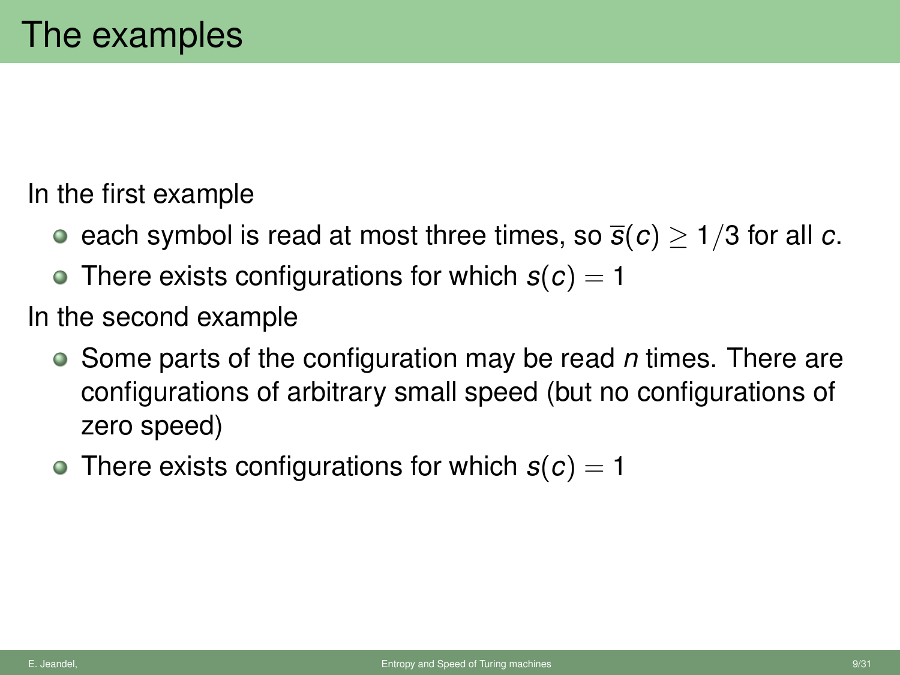# The examples

In the first example

- each symbol is read at most three times, so $\overline{s}(c) \geq 1/3$ for all $c$.
- There exists configurations for which $s(c) = 1$

In the second example

- Some parts of the configuration may be read $n$ times. There are configurations of arbitrary small speed (but no configurations of zero speed)
- There exists configurations for which $s(c) = 1$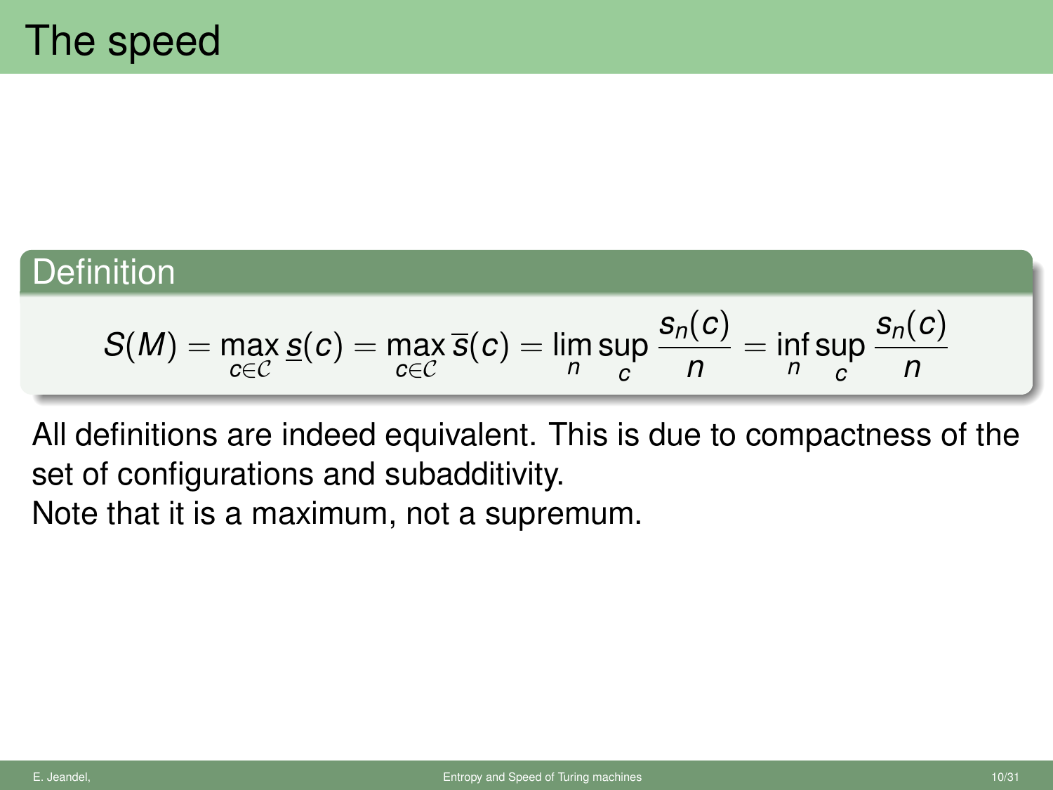# The speed

**Definition**

$$S(M) = \max_{c \in \mathcal{C}} \underline{s}(c) = \max_{c \in \mathcal{C}} \overline{s}(c) = \lim_n \sup_c \frac{s_n(c)}{n} = \inf_n \sup_c \frac{s_n(c)}{n}$$

All definitions are indeed equivalent. This is due to compactness of the set of configurations and subadditivity.

Note that it is a maximum, not a supremum.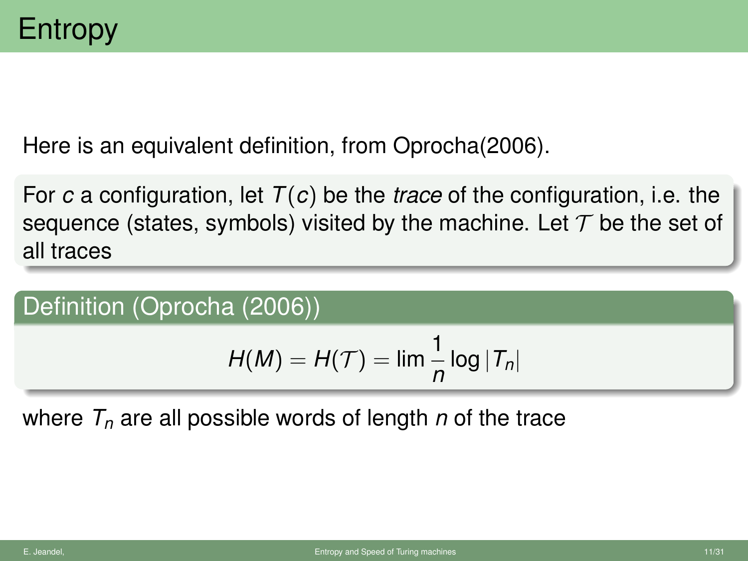# Entropy

Here is an equivalent definition, from Oprocha(2006).

For $c$ a configuration, let $T(c)$ be the *trace* of the configuration, i.e. the sequence (states, symbols) visited by the machine. Let $\mathcal{T}$ be the set of all traces

**Definition (Oprocha (2006))**

$$H(M) = H(\mathcal{T}) = \lim \frac{1}{n} \log |T_n|$$

where $T_n$ are all possible words of length $n$ of the trace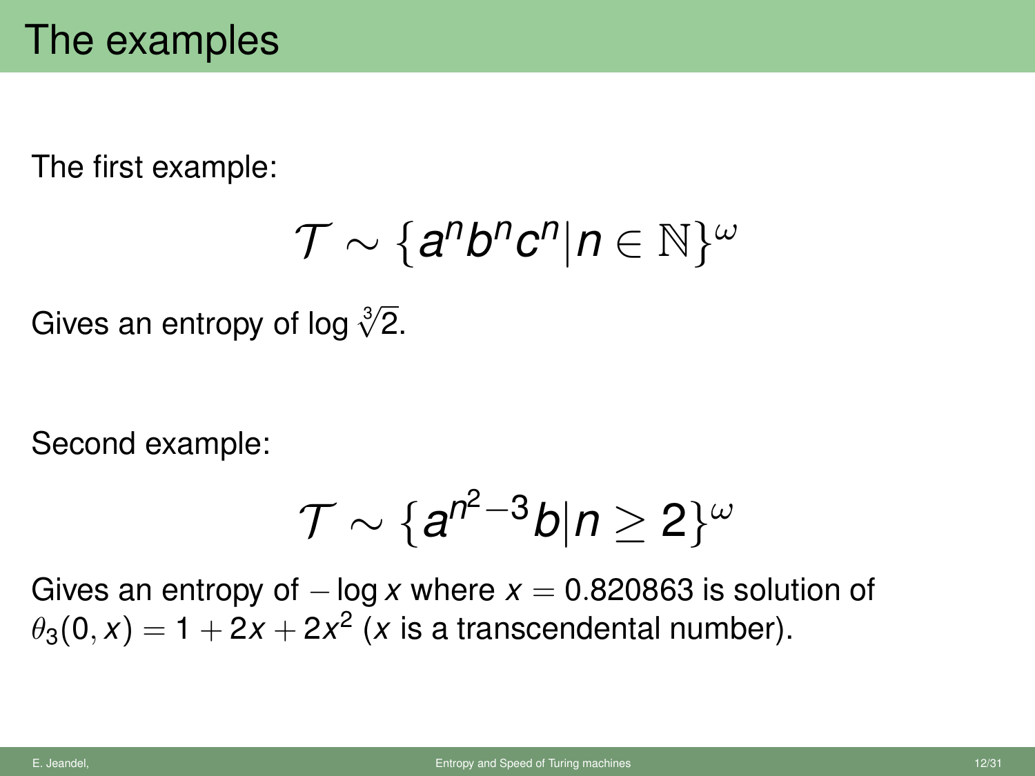# The examples

The first example:

$$\mathcal{T} \sim \{a^n b^n c^n | n \in \mathbb{N}\}^\omega$$

Gives an entropy of $\log \sqrt[3]{2}$.

Second example:

$$\mathcal{T} \sim \{a^{n^2-3} b | n \geq 2\}^\omega$$

Gives an entropy of $-\log x$ where $x = 0.820863$ is solution of $\theta_3(0, x) = 1 + 2x + 2x^2$ ($x$ is a transcendental number).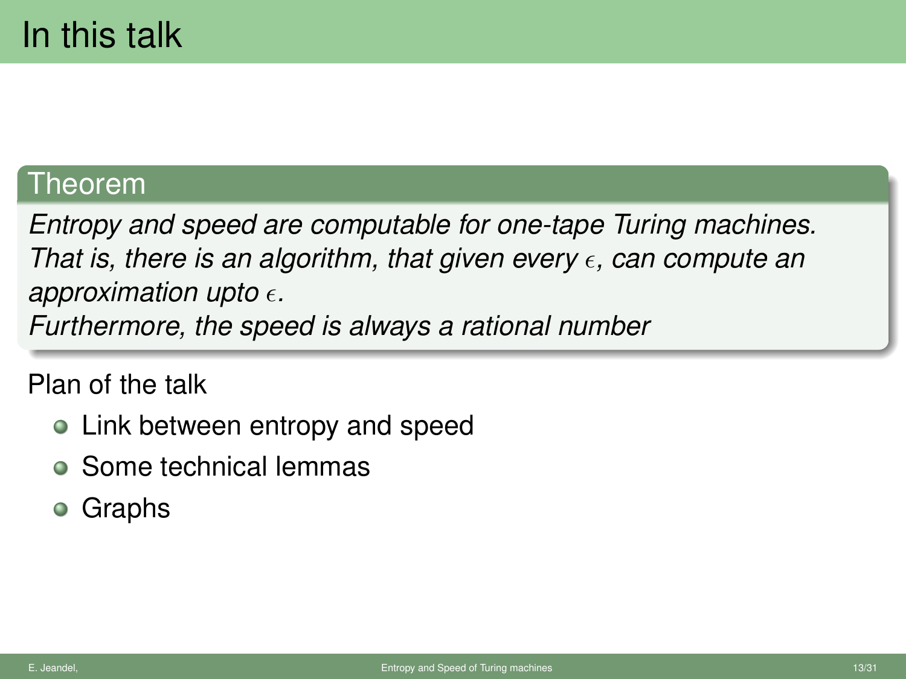# In this talk

**Theorem**

*Entropy and speed are computable for one-tape Turing machines.*
*That is, there is an algorithm, that given every $\epsilon$, can compute an approximation upto $\epsilon$.*
*Furthermore, the speed is always a rational number*

Plan of the talk

- Link between entropy and speed
- Some technical lemmas
- Graphs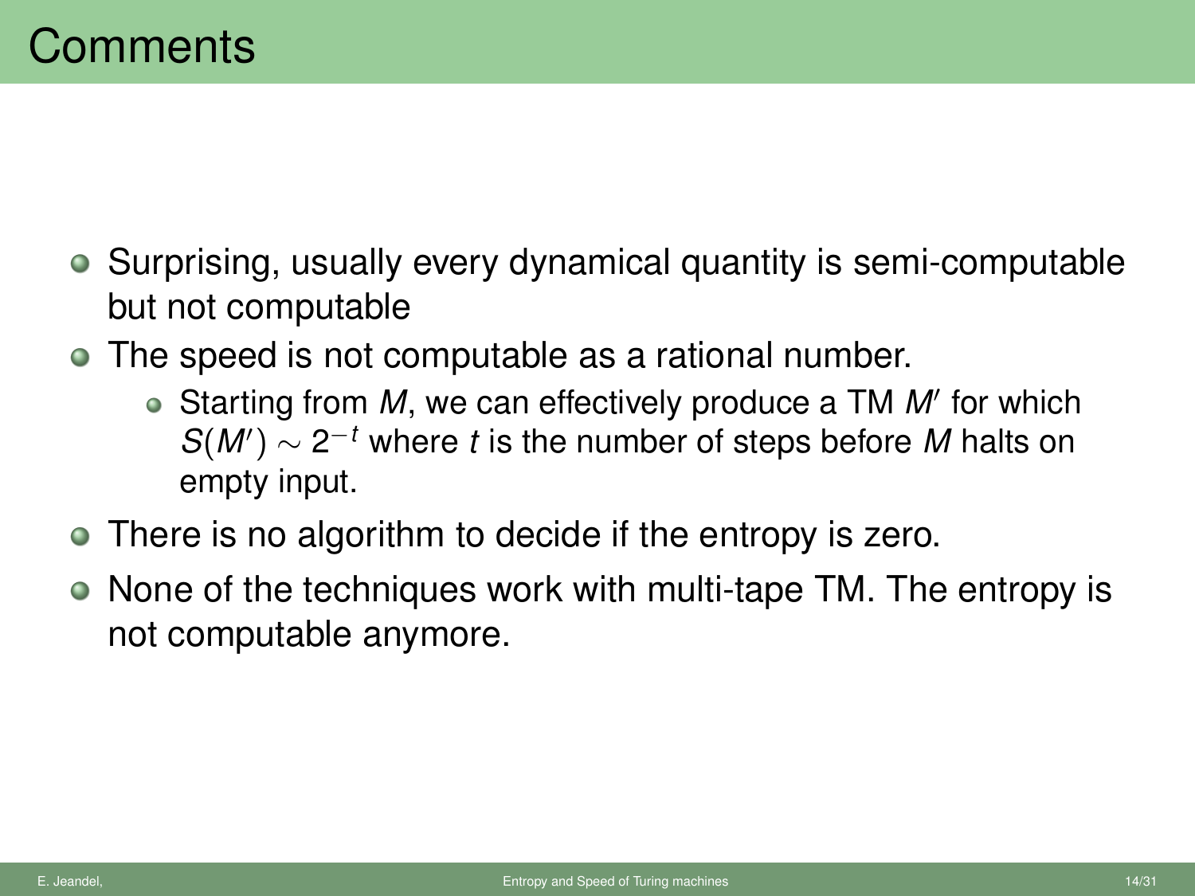# Comments

- Surprising, usually every dynamical quantity is semi-computable but not computable
- The speed is not computable as a rational number.
  - Starting from $M$, we can effectively produce a TM $M'$ for which $S(M') \sim 2^{-t}$ where $t$ is the number of steps before $M$ halts on empty input.
- There is no algorithm to decide if the entropy is zero.
- None of the techniques work with multi-tape TM. The entropy is not computable anymore.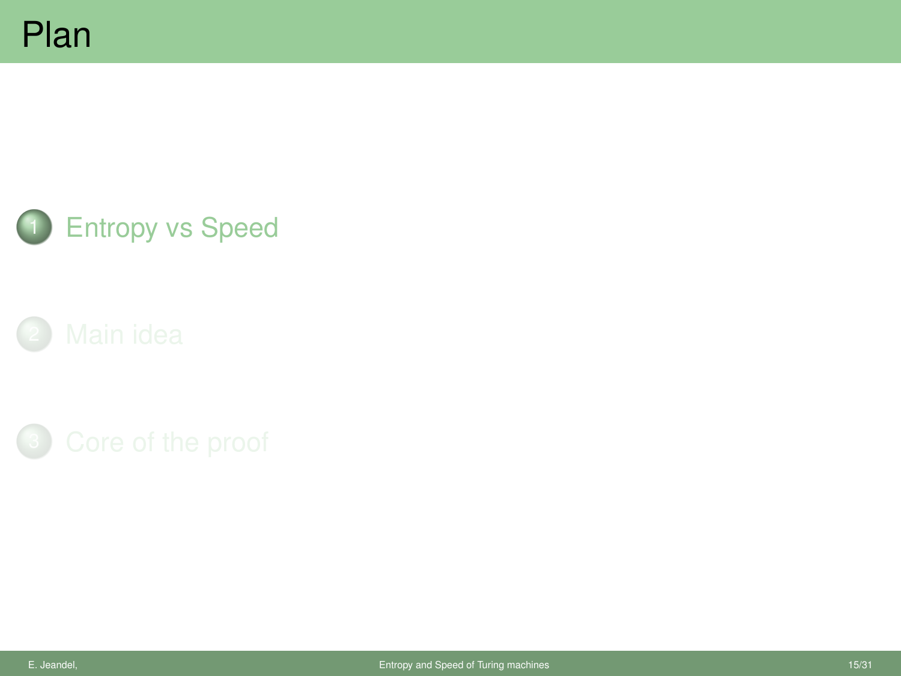# Plan

1. Entropy vs Speed
2. Main idea
3. Core of the proof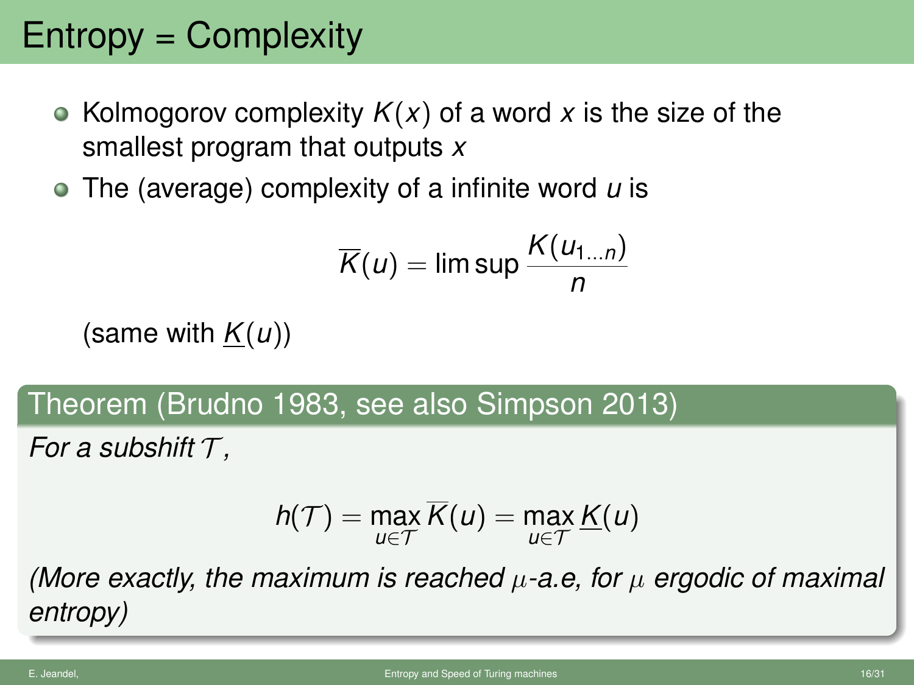# Entropy = Complexity

- Kolmogorov complexity $K(x)$ of a word $x$ is the size of the smallest program that outputs $x$
- The (average) complexity of a infinite word $u$ is

$$\overline{K}(u) = \limsup \frac{K(u_{1\dots n})}{n}$$

(same with $\underline{K}(u)$)

**Theorem (Brudno 1983, see also Simpson 2013)**

*For a subshift $\mathcal{T}$,*

$$h(\mathcal{T}) = \max_{u \in \mathcal{T}} \overline{K}(u) = \max_{u \in \mathcal{T}} \underline{K}(u)$$

*(More exactly, the maximum is reached $\mu$-a.e, for $\mu$ ergodic of maximal entropy)*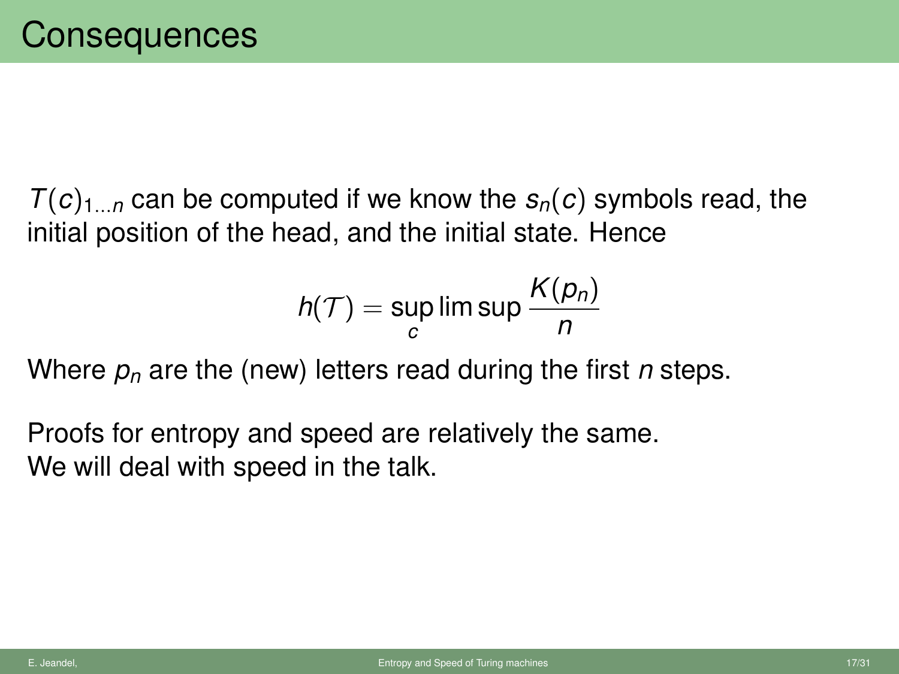# Consequences

$T(c)_{1\ldots n}$ can be computed if we know the $s_n(c)$ symbols read, the initial position of the head, and the initial state. Hence

$$h(\mathcal{T}) = \sup_c \limsup \frac{K(p_n)}{n}$$

Where $p_n$ are the (new) letters read during the first $n$ steps.

Proofs for entropy and speed are relatively the same.
We will deal with speed in the talk.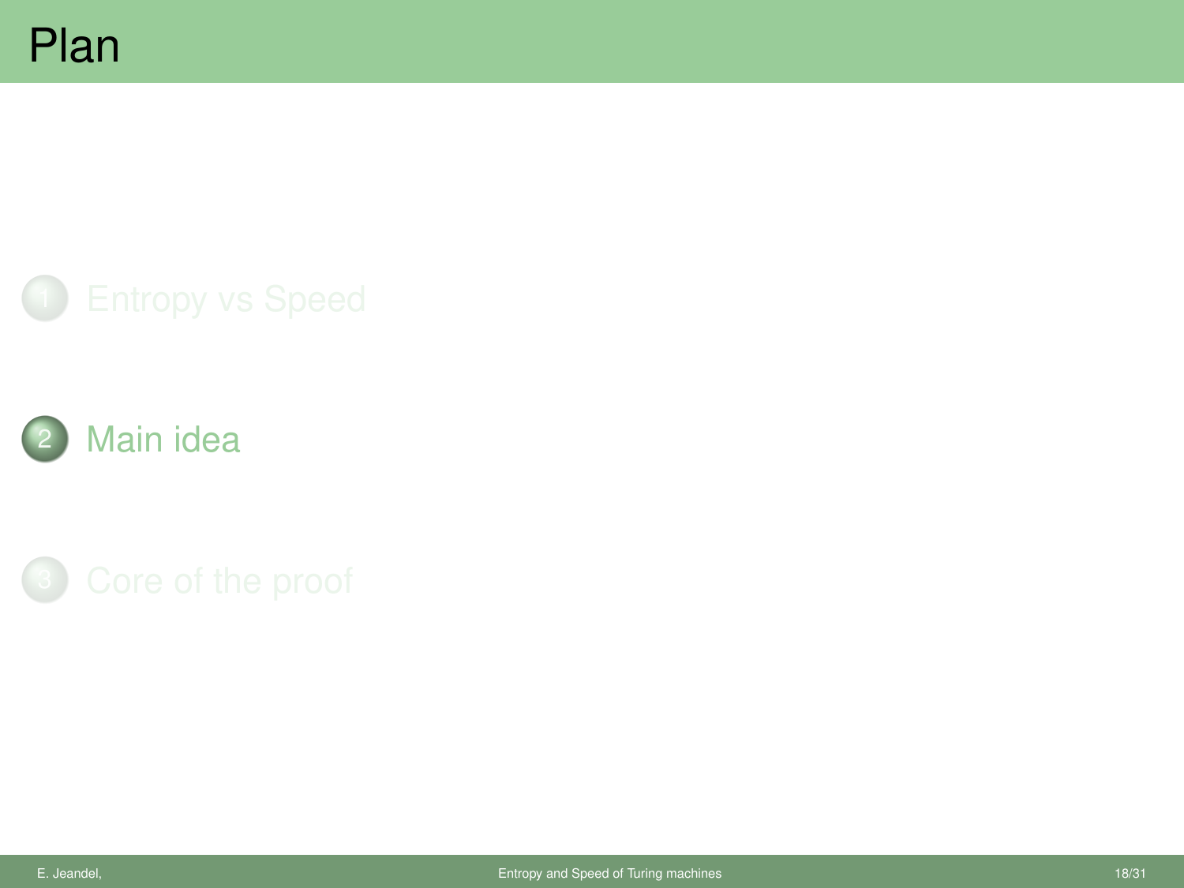# Plan

1. Entropy vs Speed
2. Main idea
3. Core of the proof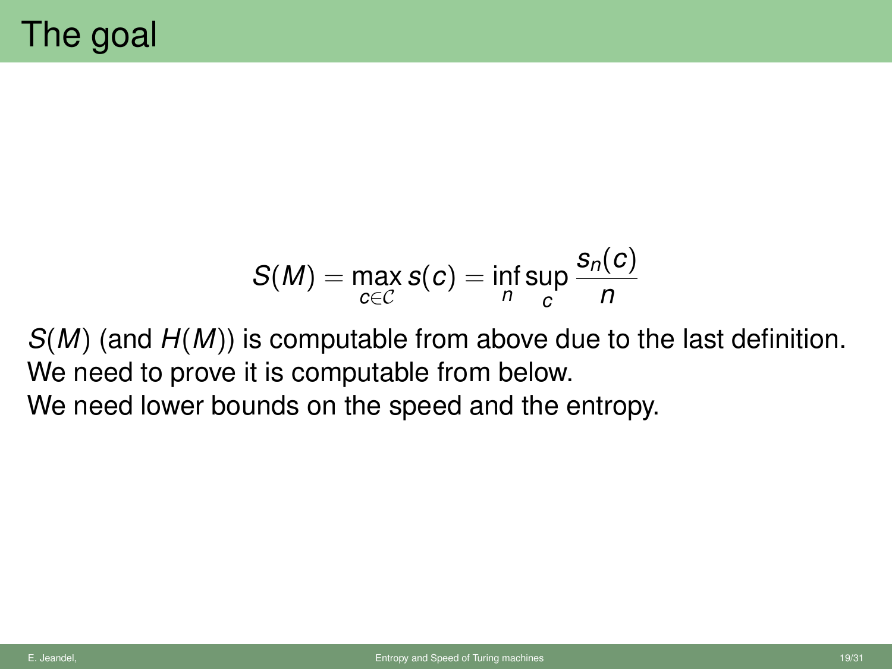# The goal

$$S(M) = \max_{c \in \mathcal{C}} s(c) = \inf_n \sup_c \frac{s_n(c)}{n}$$

$S(M)$ (and $H(M)$) is computable from above due to the last definition.
We need to prove it is computable from below.
We need lower bounds on the speed and the entropy.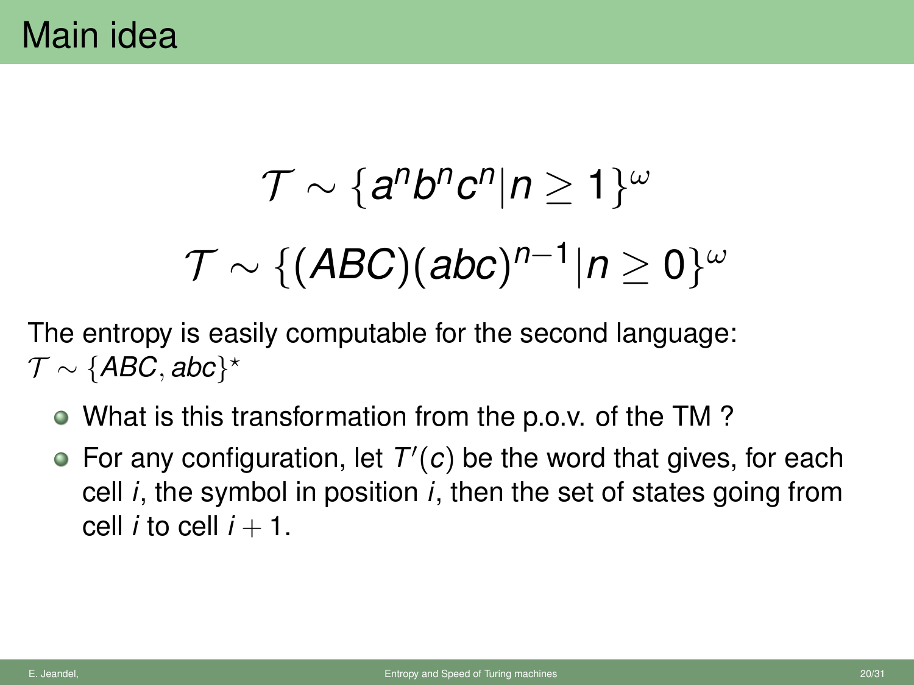# Main idea

$$\mathcal{T} \sim \{a^n b^n c^n | n \geq 1\}^\omega$$

$$\mathcal{T} \sim \{(ABC)(abc)^{n-1} | n \geq 0\}^\omega$$

The entropy is easily computable for the second language: $\mathcal{T} \sim \{ABC, abc\}^\star$

- What is this transformation from the p.o.v. of the TM ?
- For any configuration, let $T'(c)$ be the word that gives, for each cell $i$, the symbol in position $i$, then the set of states going from cell $i$ to cell $i+1$.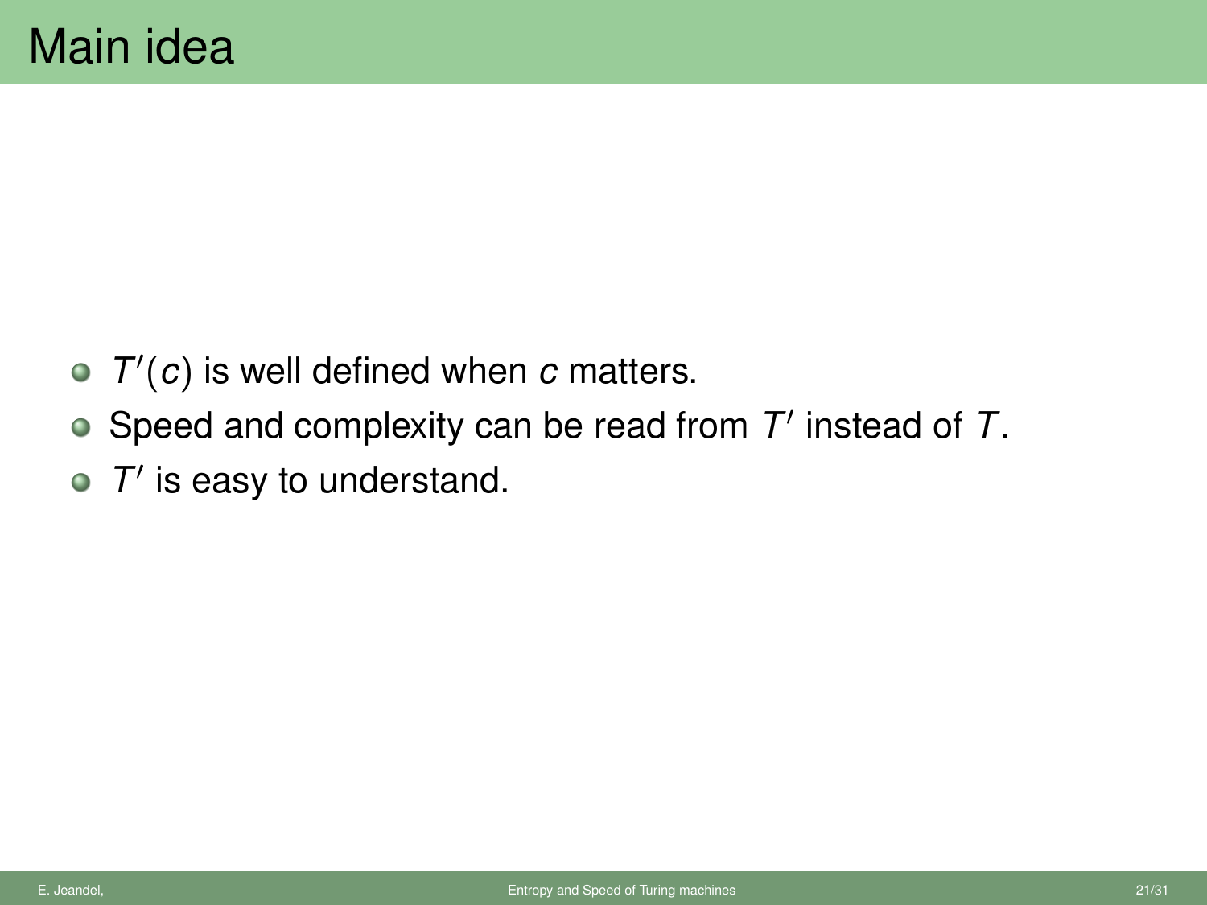# Main idea

- $T'(c)$ is well defined when $c$ matters.
- Speed and complexity can be read from $T'$ instead of $T$.
- $T'$ is easy to understand.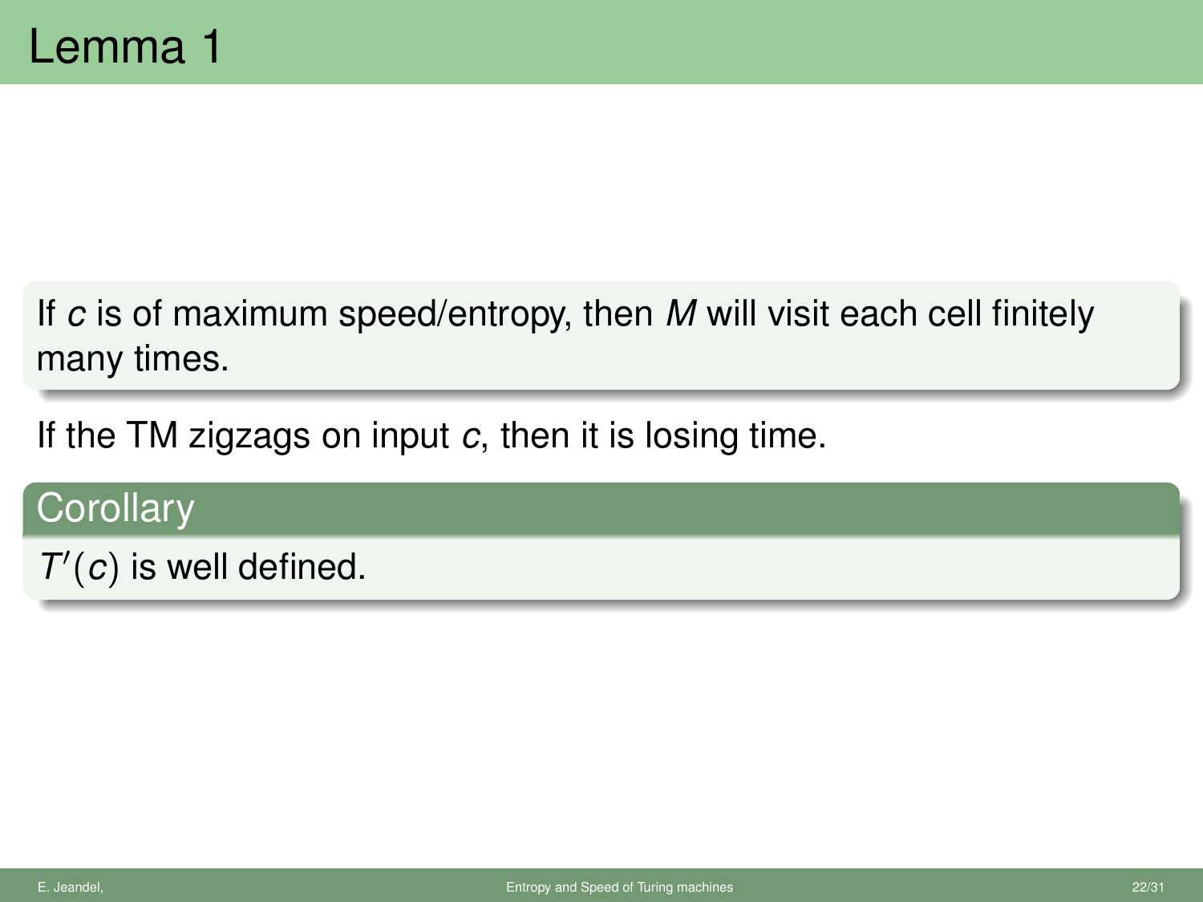# Lemma 1

If $c$ is of maximum speed/entropy, then $M$ will visit each cell finitely many times.

If the TM zigzags on input $c$, then it is losing time.

**Corollary**

$T'(c)$ is well defined.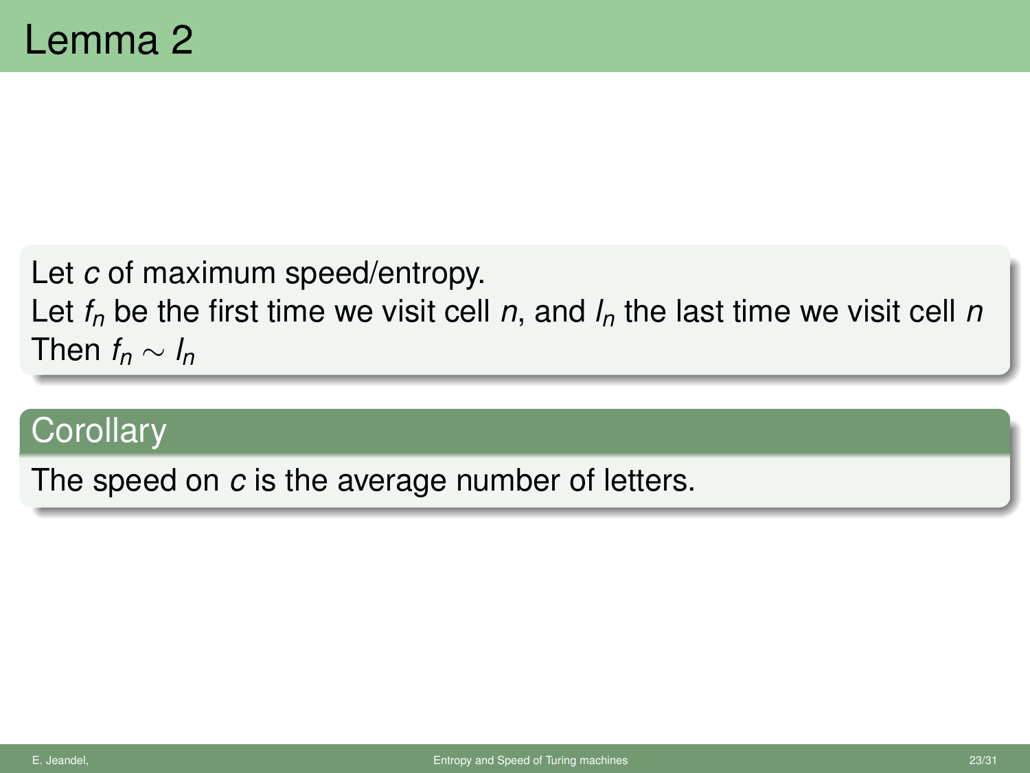# Lemma 2

Let $c$ of maximum speed/entropy.
Let $f_n$ be the first time we visit cell $n$, and $l_n$ the last time we visit cell $n$
Then $f_n \sim l_n$

## Corollary

The speed on $c$ is the average number of letters.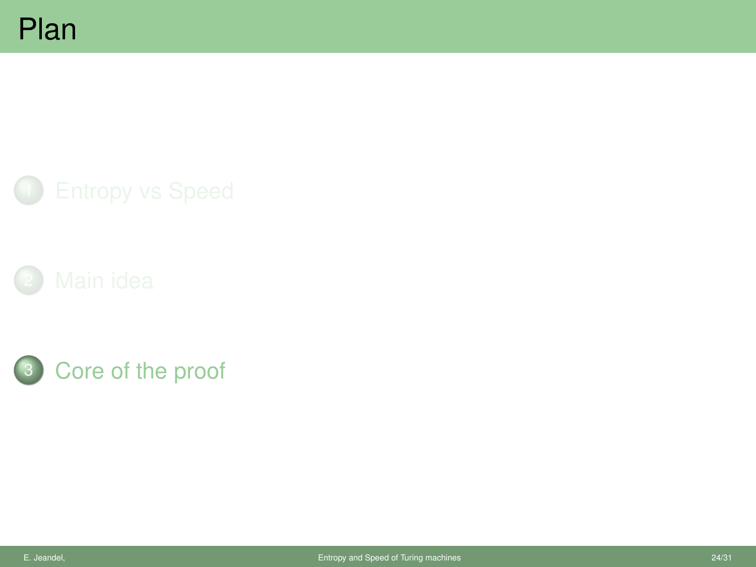# Plan

1. Entropy vs Speed

2. Main idea

3. Core of the proof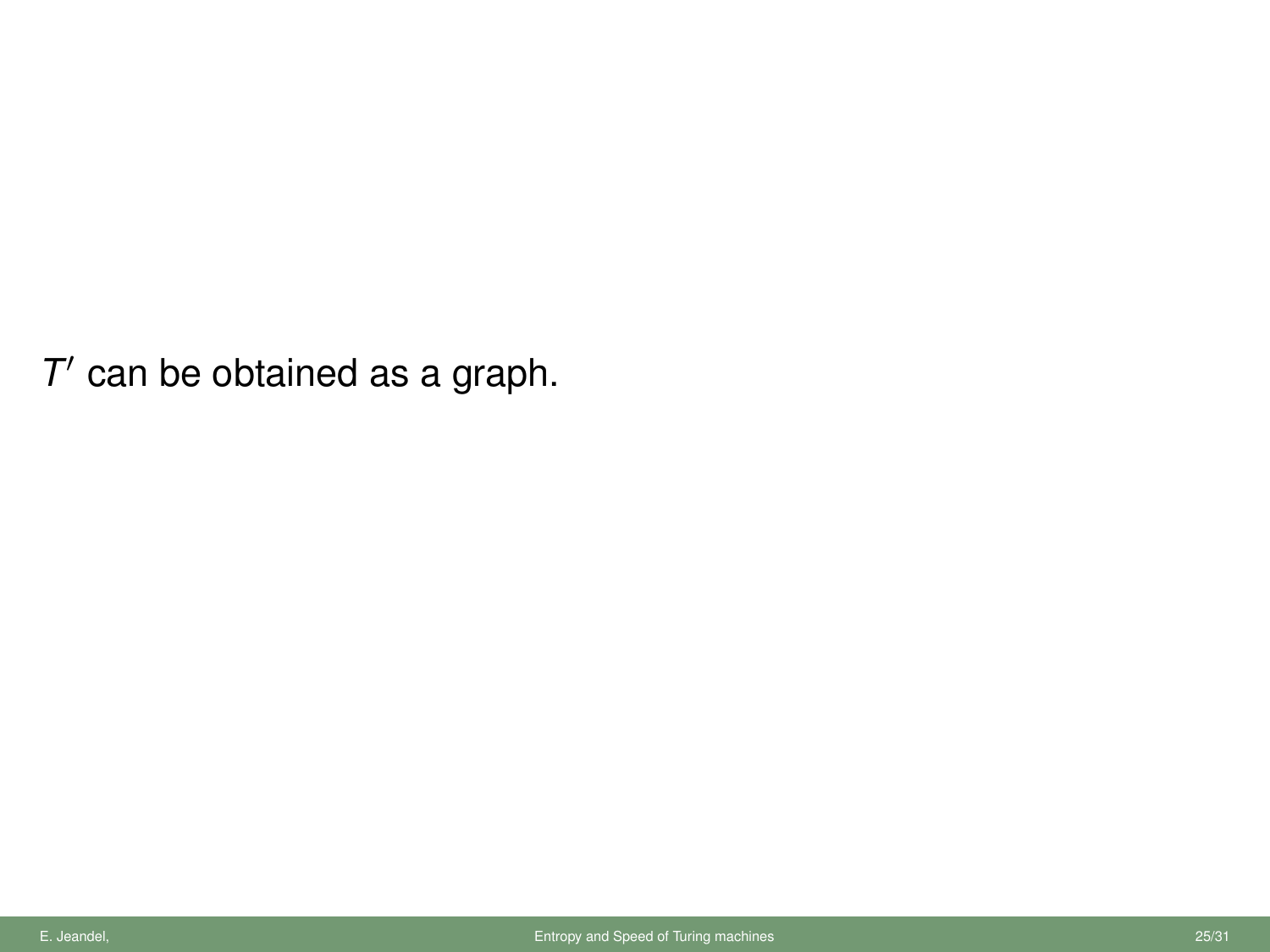$T'$ can be obtained as a graph.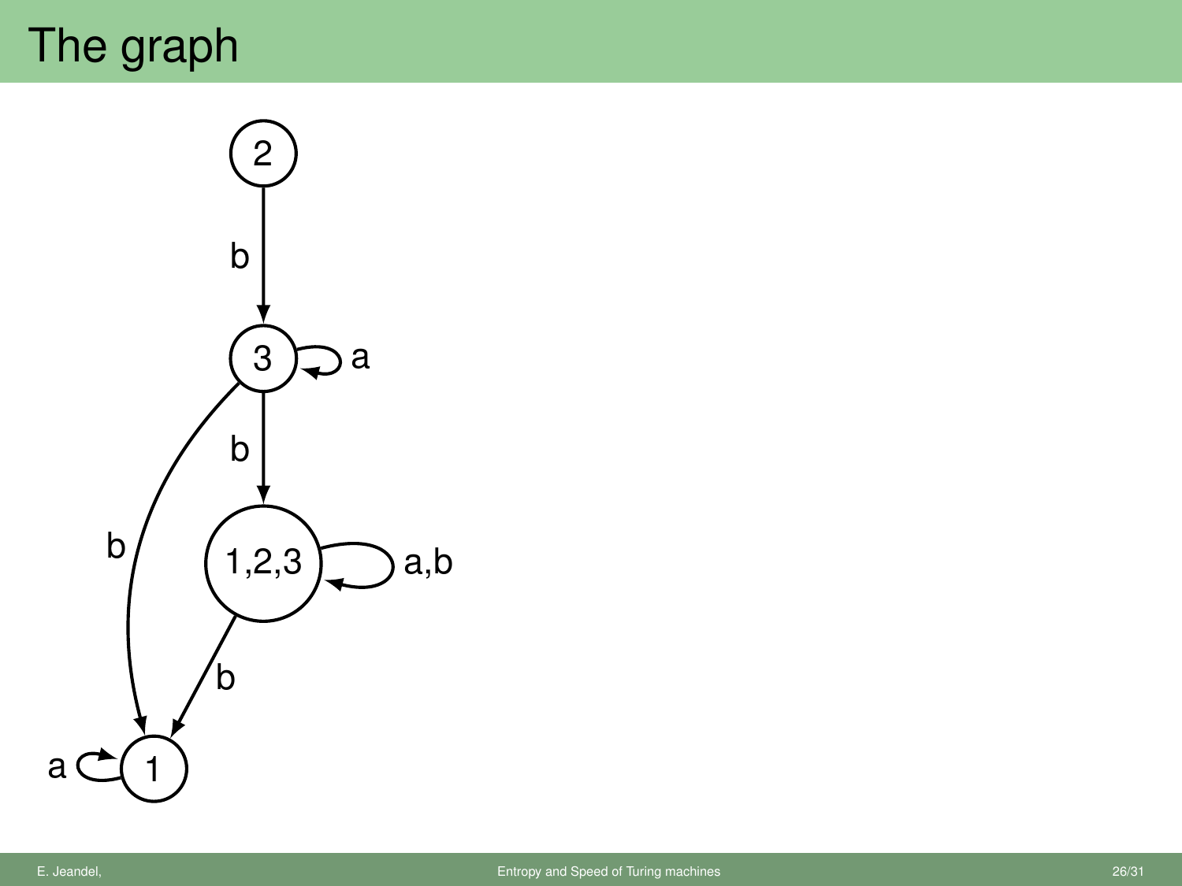# The graph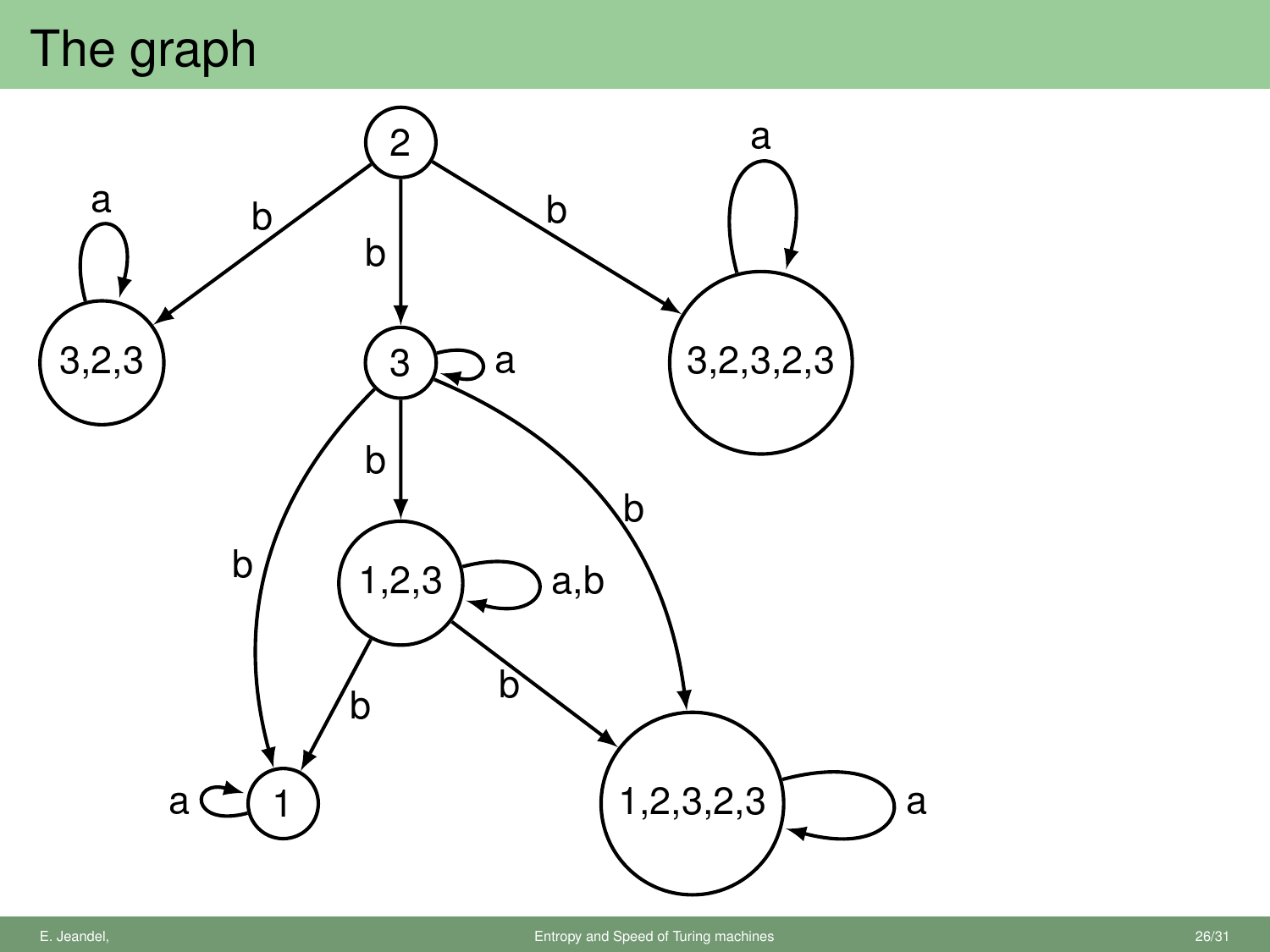# The graph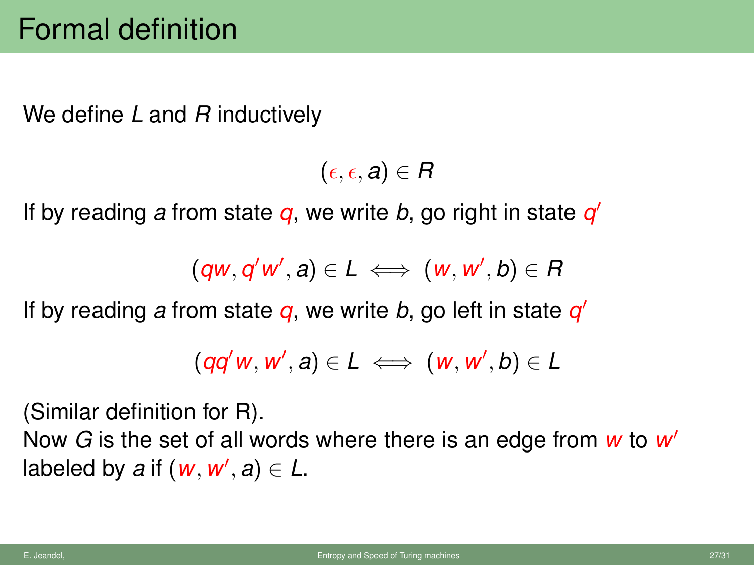# Formal definition

We define $L$ and $R$ inductively

$$(\epsilon, \epsilon, a) \in R$$

If by reading $a$ from state $q$, we write $b$, go right in state $q'$

$$(qw, q'w', a) \in L \iff (w, w', b) \in R$$

If by reading $a$ from state $q$, we write $b$, go left in state $q'$

$$(qq'w, w', a) \in L \iff (w, w', b) \in L$$

(Similar definition for R).

Now $G$ is the set of all words where there is an edge from $w$ to $w'$ labeled by $a$ if $(w, w', a) \in L$.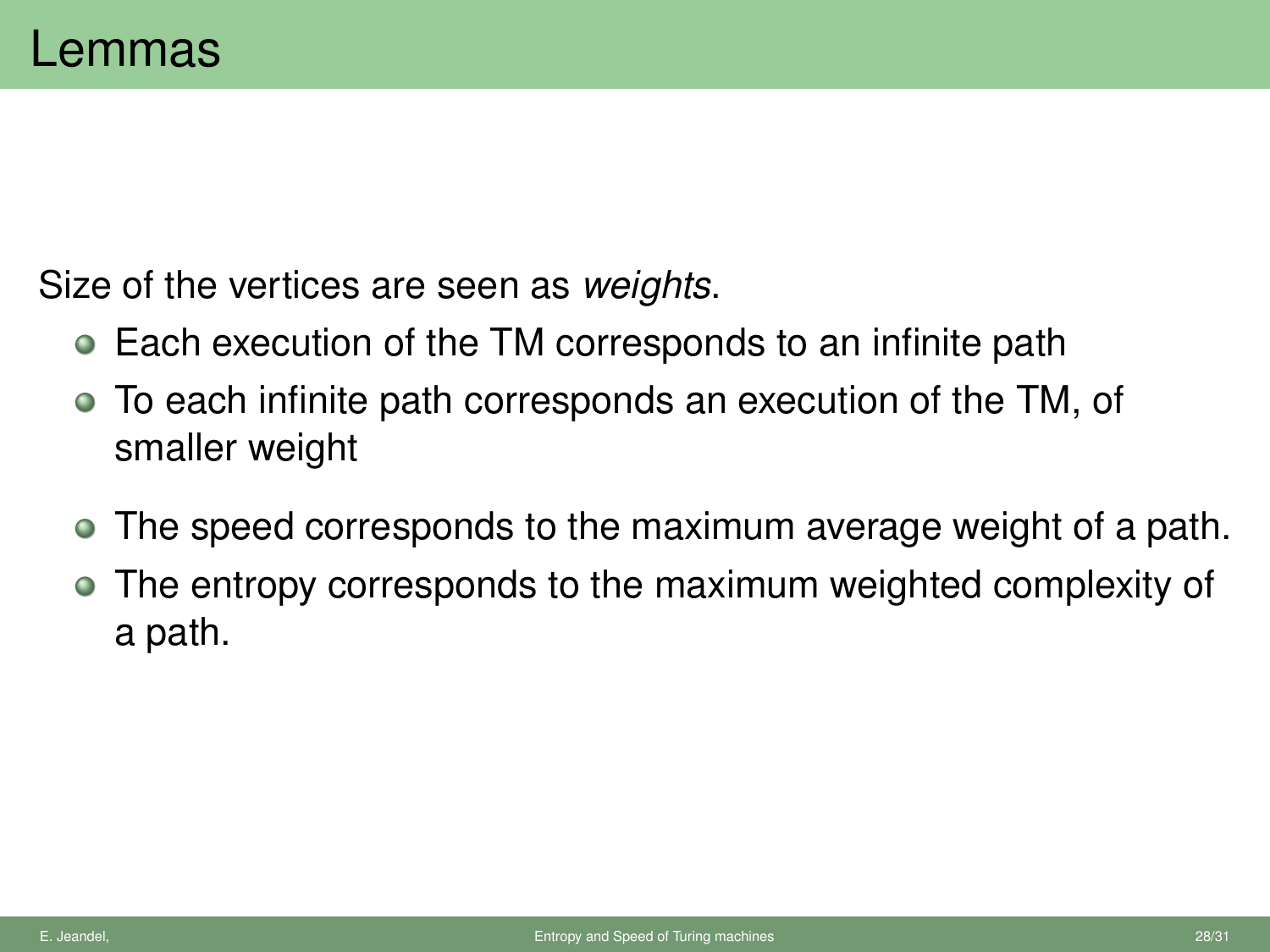# Lemmas

Size of the vertices are seen as *weights*.

- Each execution of the TM corresponds to an infinite path
- To each infinite path corresponds an execution of the TM, of smaller weight

- The speed corresponds to the maximum average weight of a path.
- The entropy corresponds to the maximum weighted complexity of a path.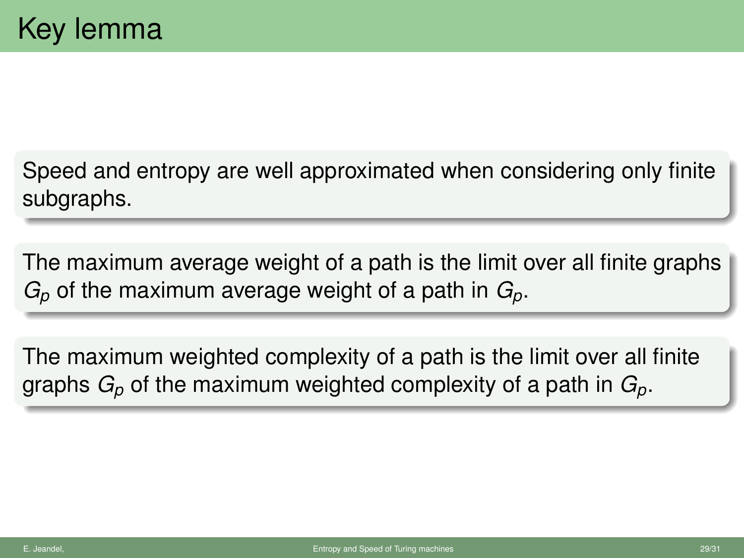# Key lemma

Speed and entropy are well approximated when considering only finite subgraphs.

The maximum average weight of a path is the limit over all finite graphs $G_p$ of the maximum average weight of a path in $G_p$.

The maximum weighted complexity of a path is the limit over all finite graphs $G_p$ of the maximum weighted complexity of a path in $G_p$.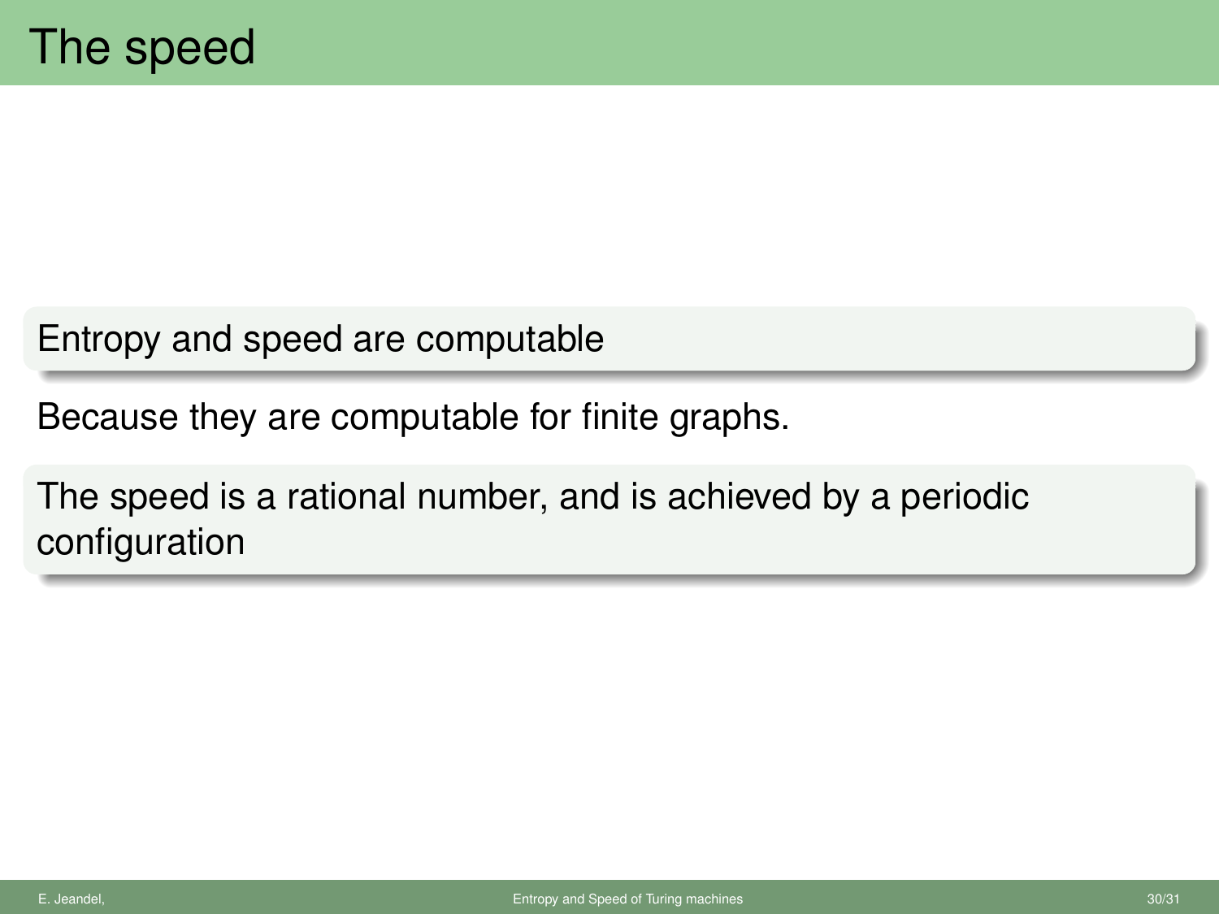# The speed

**Entropy and speed are computable**

Because they are computable for finite graphs.

**The speed is a rational number, and is achieved by a periodic configuration**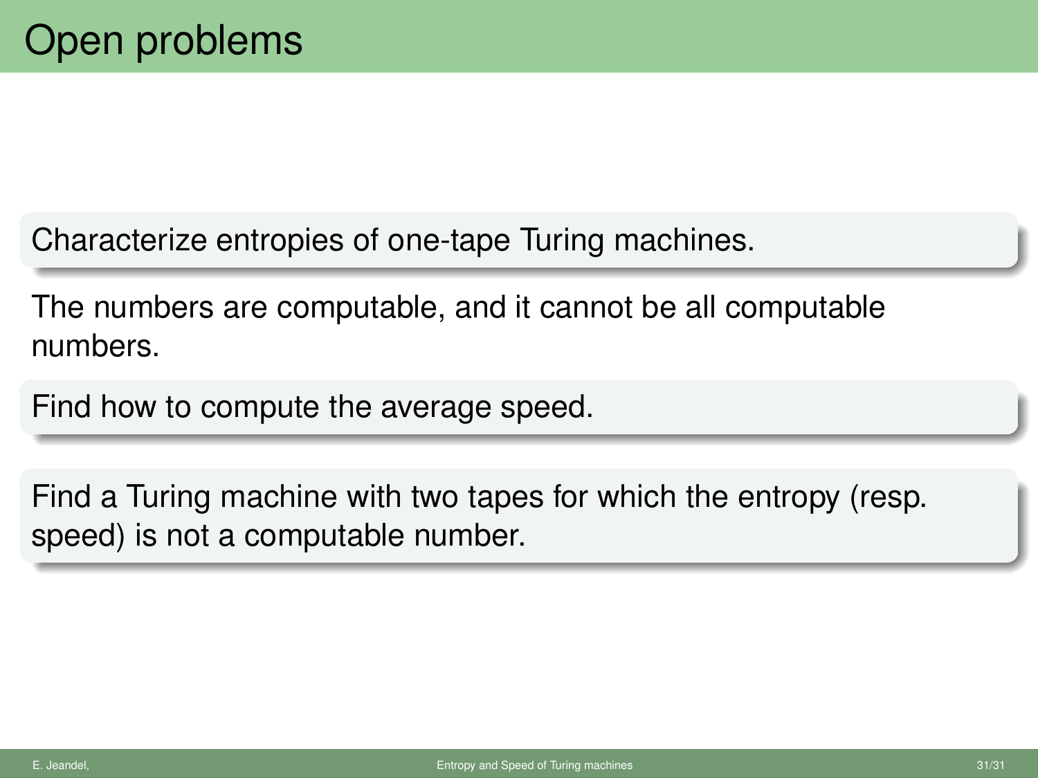# Open problems

Characterize entropies of one-tape Turing machines.

The numbers are computable, and it cannot be all computable numbers.

Find how to compute the average speed.

Find a Turing machine with two tapes for which the entropy (resp. speed) is not a computable number.